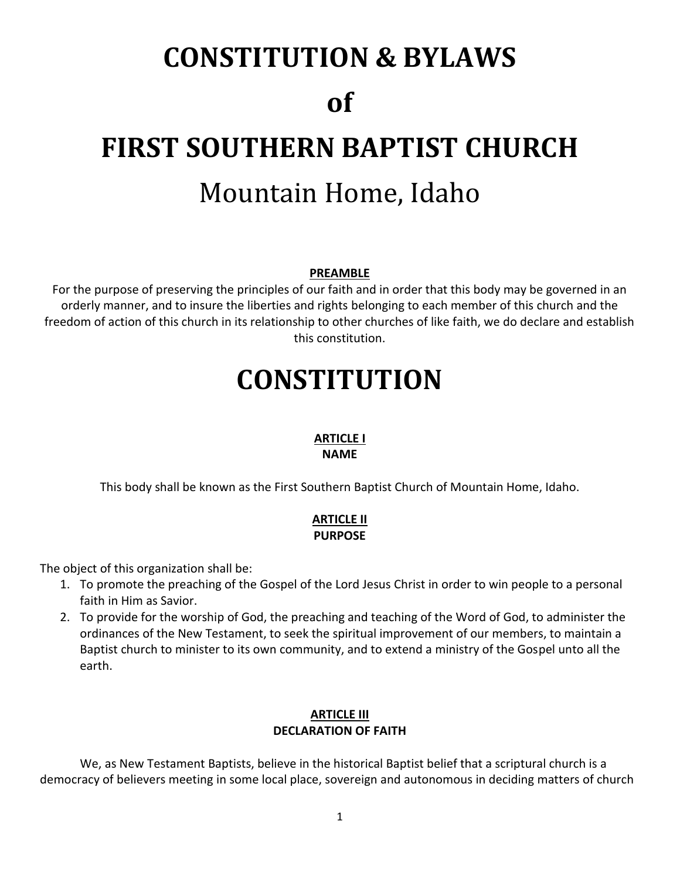# CONSTITUTION & BYLAWS

# of

# FIRST SOUTHERN BAPTIST CHURCH

# Mountain Home, Idaho

**PREAMBLE**

For the purpose of preserving the principles of our faith and in order that this body may be governed in an orderly manner, and to insure the liberties and rights belonging to each member of this church and the freedom of action of this church in its relationship to other churches of like faith, we do declare and establish this constitution.

# CONSTITUTION

## ARTICLE I
## NAME

This body shall be known as the First Southern Baptist Church of Mountain Home, Idaho.

## ARTICLE II
## PURPOSE

The object of this organization shall be:

1. To promote the preaching of the Gospel of the Lord Jesus Christ in order to win people to a personal faith in Him as Savior.
2. To provide for the worship of God, the preaching and teaching of the Word of God, to administer the ordinances of the New Testament, to seek the spiritual improvement of our members, to maintain a Baptist church to minister to its own community, and to extend a ministry of the Gospel unto all the earth.

## ARTICLE III
## DECLARATION OF FAITH

We, as New Testament Baptists, believe in the historical Baptist belief that a scriptural church is a democracy of believers meeting in some local place, sovereign and autonomous in deciding matters of church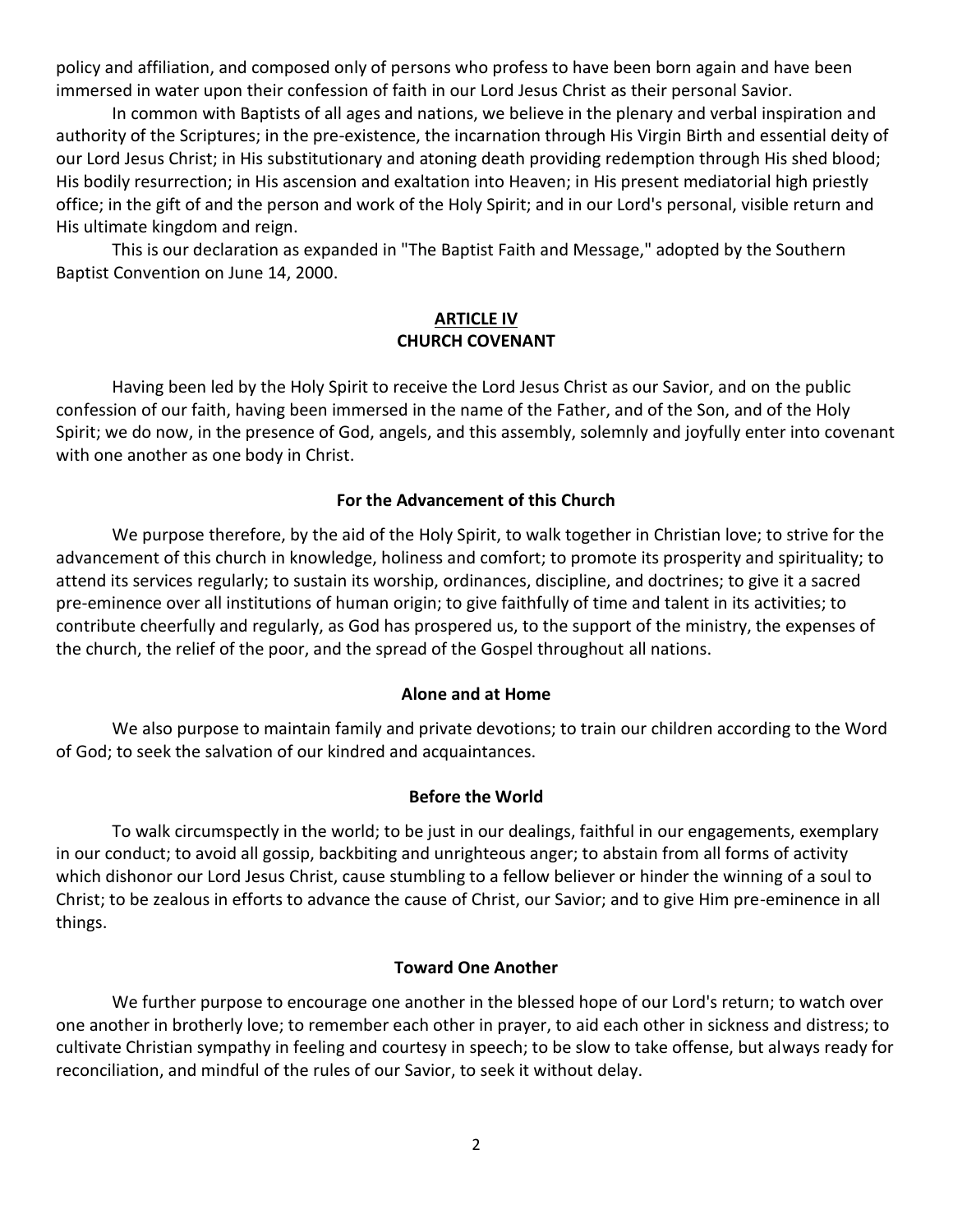policy and affiliation, and composed only of persons who profess to have been born again and have been immersed in water upon their confession of faith in our Lord Jesus Christ as their personal Savior.

In common with Baptists of all ages and nations, we believe in the plenary and verbal inspiration and authority of the Scriptures; in the pre-existence, the incarnation through His Virgin Birth and essential deity of our Lord Jesus Christ; in His substitutionary and atoning death providing redemption through His shed blood; His bodily resurrection; in His ascension and exaltation into Heaven; in His present mediatorial high priestly office; in the gift of and the person and work of the Holy Spirit; and in our Lord's personal, visible return and His ultimate kingdom and reign.

This is our declaration as expanded in "The Baptist Faith and Message," adopted by the Southern Baptist Convention on June 14, 2000.

## ARTICLE IV
## CHURCH COVENANT

Having been led by the Holy Spirit to receive the Lord Jesus Christ as our Savior, and on the public confession of our faith, having been immersed in the name of the Father, and of the Son, and of the Holy Spirit; we do now, in the presence of God, angels, and this assembly, solemnly and joyfully enter into covenant with one another as one body in Christ.

### For the Advancement of this Church

We purpose therefore, by the aid of the Holy Spirit, to walk together in Christian love; to strive for the advancement of this church in knowledge, holiness and comfort; to promote its prosperity and spirituality; to attend its services regularly; to sustain its worship, ordinances, discipline, and doctrines; to give it a sacred pre-eminence over all institutions of human origin; to give faithfully of time and talent in its activities; to contribute cheerfully and regularly, as God has prospered us, to the support of the ministry, the expenses of the church, the relief of the poor, and the spread of the Gospel throughout all nations.

### Alone and at Home

We also purpose to maintain family and private devotions; to train our children according to the Word of God; to seek the salvation of our kindred and acquaintances.

### Before the World

To walk circumspectly in the world; to be just in our dealings, faithful in our engagements, exemplary in our conduct; to avoid all gossip, backbiting and unrighteous anger; to abstain from all forms of activity which dishonor our Lord Jesus Christ, cause stumbling to a fellow believer or hinder the winning of a soul to Christ; to be zealous in efforts to advance the cause of Christ, our Savior; and to give Him pre-eminence in all things.

### Toward One Another

We further purpose to encourage one another in the blessed hope of our Lord's return; to watch over one another in brotherly love; to remember each other in prayer, to aid each other in sickness and distress; to cultivate Christian sympathy in feeling and courtesy in speech; to be slow to take offense, but always ready for reconciliation, and mindful of the rules of our Savior, to seek it without delay.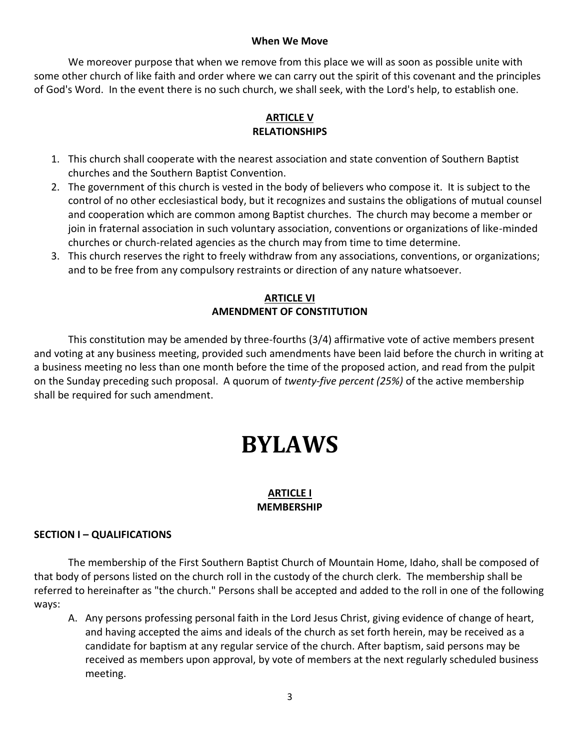**When We Move**

We moreover purpose that when we remove from this place we will as soon as possible unite with some other church of like faith and order where we can carry out the spirit of this covenant and the principles of God's Word. In the event there is no such church, we shall seek, with the Lord's help, to establish one.

## ARTICLE V
## RELATIONSHIPS

1. This church shall cooperate with the nearest association and state convention of Southern Baptist churches and the Southern Baptist Convention.
2. The government of this church is vested in the body of believers who compose it. It is subject to the control of no other ecclesiastical body, but it recognizes and sustains the obligations of mutual counsel and cooperation which are common among Baptist churches. The church may become a member or join in fraternal association in such voluntary association, conventions or organizations of like-minded churches or church-related agencies as the church may from time to time determine.
3. This church reserves the right to freely withdraw from any associations, conventions, or organizations; and to be free from any compulsory restraints or direction of any nature whatsoever.

## ARTICLE VI
## AMENDMENT OF CONSTITUTION

This constitution may be amended by three-fourths (3/4) affirmative vote of active members present and voting at any business meeting, provided such amendments have been laid before the church in writing at a business meeting no less than one month before the time of the proposed action, and read from the pulpit on the Sunday preceding such proposal. A quorum of *twenty-five percent (25%)* of the active membership shall be required for such amendment.

# BYLAWS

## ARTICLE I
## MEMBERSHIP

### SECTION I – QUALIFICATIONS

The membership of the First Southern Baptist Church of Mountain Home, Idaho, shall be composed of that body of persons listed on the church roll in the custody of the church clerk. The membership shall be referred to hereinafter as "the church." Persons shall be accepted and added to the roll in one of the following ways:

A. Any persons professing personal faith in the Lord Jesus Christ, giving evidence of change of heart, and having accepted the aims and ideals of the church as set forth herein, may be received as a candidate for baptism at any regular service of the church. After baptism, said persons may be received as members upon approval, by vote of members at the next regularly scheduled business meeting.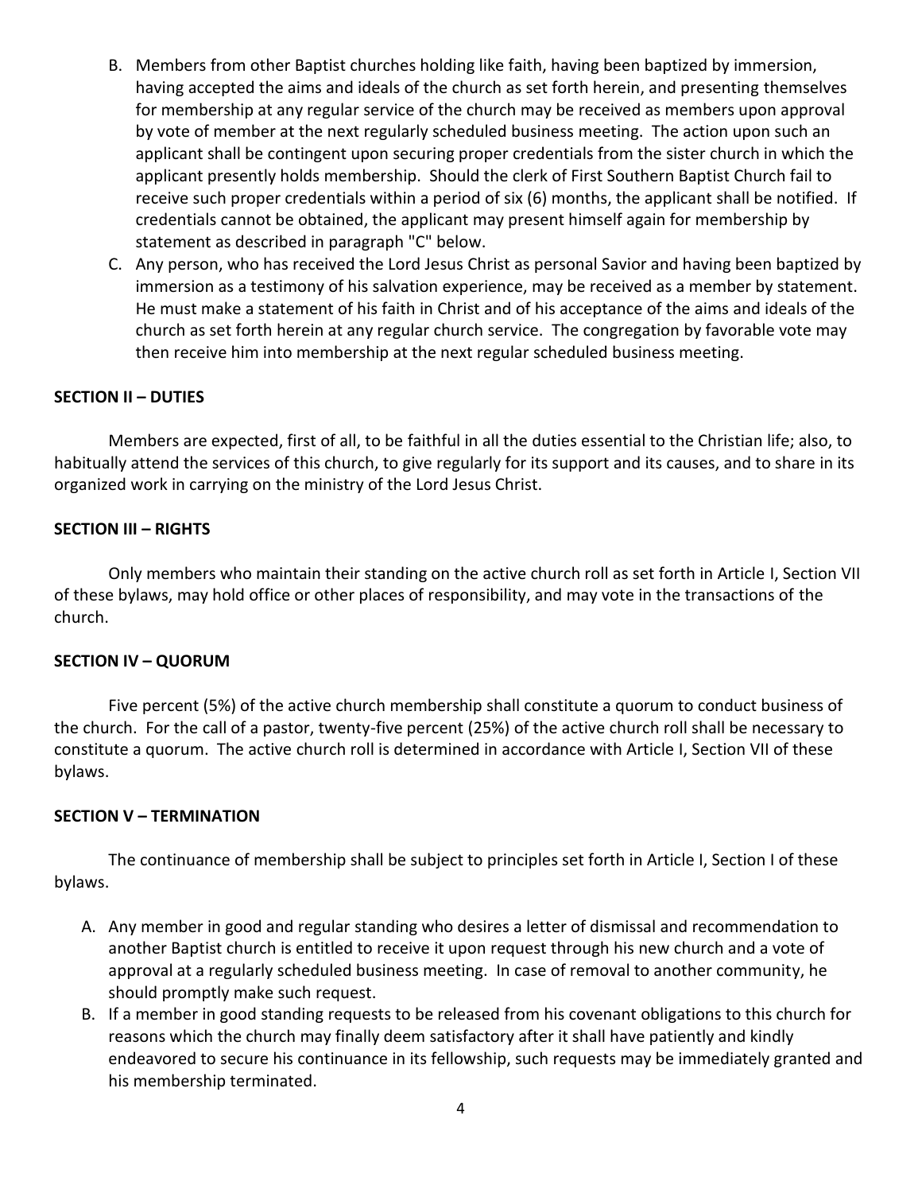B. Members from other Baptist churches holding like faith, having been baptized by immersion, having accepted the aims and ideals of the church as set forth herein, and presenting themselves for membership at any regular service of the church may be received as members upon approval by vote of member at the next regularly scheduled business meeting. The action upon such an applicant shall be contingent upon securing proper credentials from the sister church in which the applicant presently holds membership. Should the clerk of First Southern Baptist Church fail to receive such proper credentials within a period of six (6) months, the applicant shall be notified. If credentials cannot be obtained, the applicant may present himself again for membership by statement as described in paragraph "C" below.

C. Any person, who has received the Lord Jesus Christ as personal Savior and having been baptized by immersion as a testimony of his salvation experience, may be received as a member by statement. He must make a statement of his faith in Christ and of his acceptance of the aims and ideals of the church as set forth herein at any regular church service. The congregation by favorable vote may then receive him into membership at the next regular scheduled business meeting.

**SECTION II – DUTIES**

Members are expected, first of all, to be faithful in all the duties essential to the Christian life; also, to habitually attend the services of this church, to give regularly for its support and its causes, and to share in its organized work in carrying on the ministry of the Lord Jesus Christ.

**SECTION III – RIGHTS**

Only members who maintain their standing on the active church roll as set forth in Article I, Section VII of these bylaws, may hold office or other places of responsibility, and may vote in the transactions of the church.

**SECTION IV – QUORUM**

Five percent (5%) of the active church membership shall constitute a quorum to conduct business of the church. For the call of a pastor, twenty-five percent (25%) of the active church roll shall be necessary to constitute a quorum. The active church roll is determined in accordance with Article I, Section VII of these bylaws.

**SECTION V – TERMINATION**

The continuance of membership shall be subject to principles set forth in Article I, Section I of these bylaws.

A. Any member in good and regular standing who desires a letter of dismissal and recommendation to another Baptist church is entitled to receive it upon request through his new church and a vote of approval at a regularly scheduled business meeting. In case of removal to another community, he should promptly make such request.

B. If a member in good standing requests to be released from his covenant obligations to this church for reasons which the church may finally deem satisfactory after it shall have patiently and kindly endeavored to secure his continuance in its fellowship, such requests may be immediately granted and his membership terminated.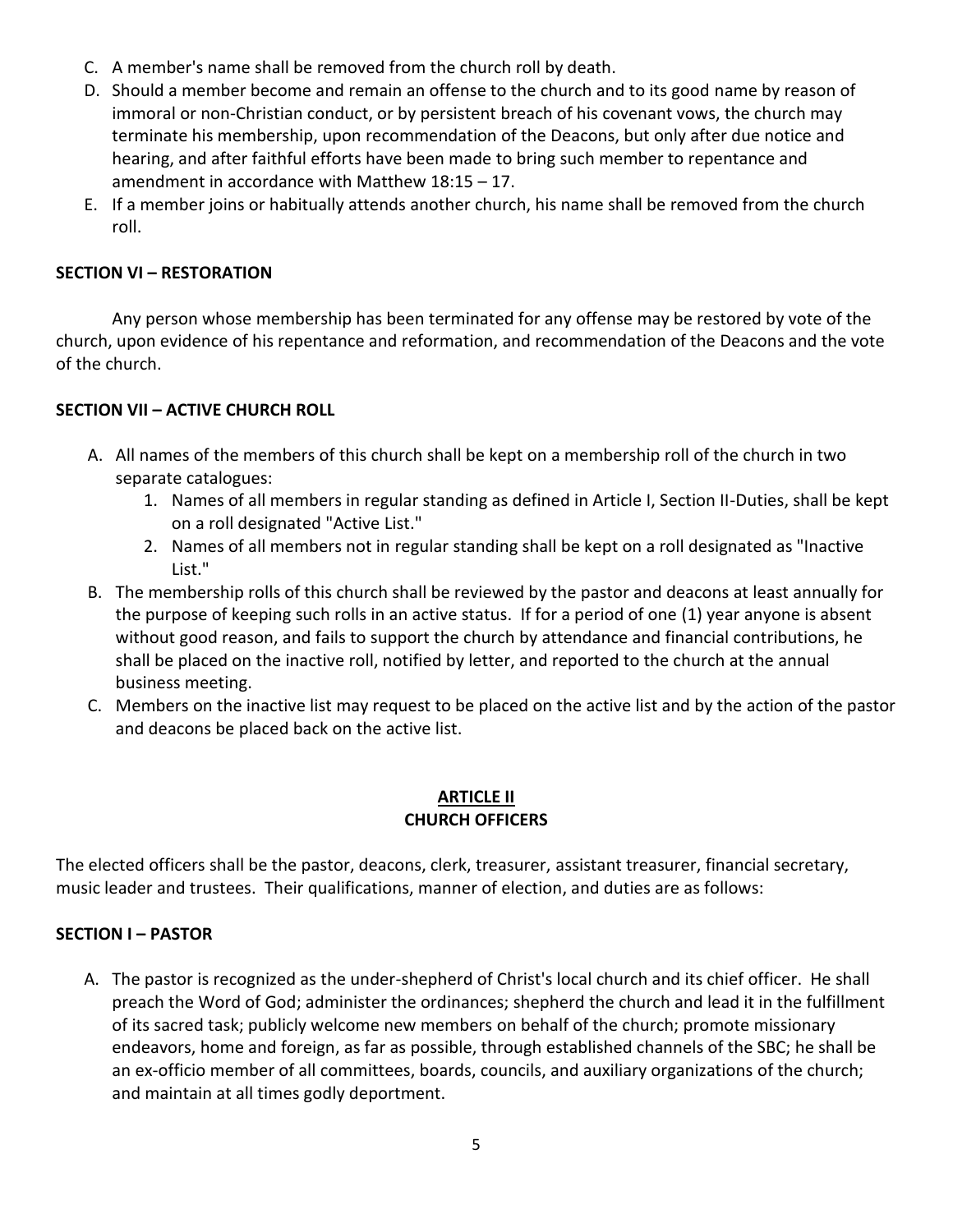C. A member's name shall be removed from the church roll by death.
D. Should a member become and remain an offense to the church and to its good name by reason of immoral or non-Christian conduct, or by persistent breach of his covenant vows, the church may terminate his membership, upon recommendation of the Deacons, but only after due notice and hearing, and after faithful efforts have been made to bring such member to repentance and amendment in accordance with Matthew 18:15 – 17.
E. If a member joins or habitually attends another church, his name shall be removed from the church roll.

**SECTION VI – RESTORATION**

Any person whose membership has been terminated for any offense may be restored by vote of the church, upon evidence of his repentance and reformation, and recommendation of the Deacons and the vote of the church.

**SECTION VII – ACTIVE CHURCH ROLL**

A. All names of the members of this church shall be kept on a membership roll of the church in two separate catalogues:
   1. Names of all members in regular standing as defined in Article I, Section II-Duties, shall be kept on a roll designated "Active List."
   2. Names of all members not in regular standing shall be kept on a roll designated as "Inactive List."
B. The membership rolls of this church shall be reviewed by the pastor and deacons at least annually for the purpose of keeping such rolls in an active status. If for a period of one (1) year anyone is absent without good reason, and fails to support the church by attendance and financial contributions, he shall be placed on the inactive roll, notified by letter, and reported to the church at the annual business meeting.
C. Members on the inactive list may request to be placed on the active list and by the action of the pastor and deacons be placed back on the active list.

## ARTICLE II
## CHURCH OFFICERS

The elected officers shall be the pastor, deacons, clerk, treasurer, assistant treasurer, financial secretary, music leader and trustees. Their qualifications, manner of election, and duties are as follows:

**SECTION I – PASTOR**

A. The pastor is recognized as the under-shepherd of Christ's local church and its chief officer. He shall preach the Word of God; administer the ordinances; shepherd the church and lead it in the fulfillment of its sacred task; publicly welcome new members on behalf of the church; promote missionary endeavors, home and foreign, as far as possible, through established channels of the SBC; he shall be an ex-officio member of all committees, boards, councils, and auxiliary organizations of the church; and maintain at all times godly deportment.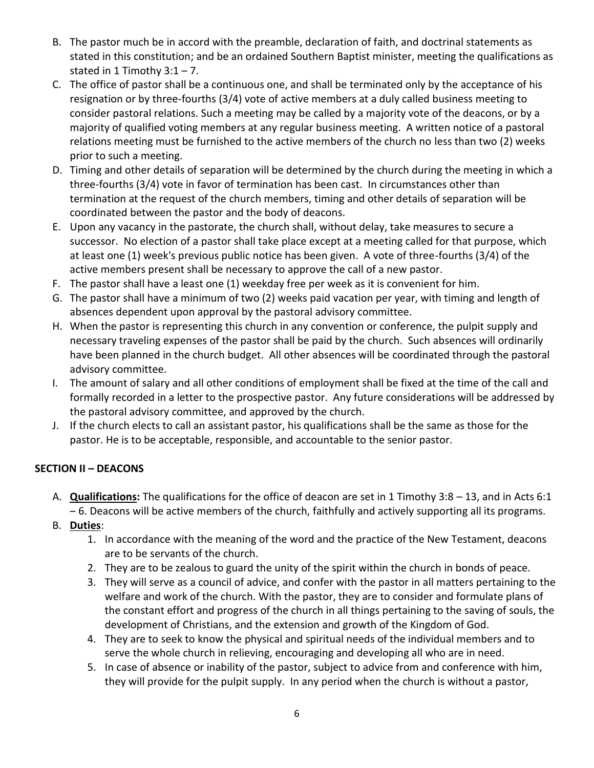B. The pastor much be in accord with the preamble, declaration of faith, and doctrinal statements as stated in this constitution; and be an ordained Southern Baptist minister, meeting the qualifications as stated in 1 Timothy 3:1 – 7.

C. The office of pastor shall be a continuous one, and shall be terminated only by the acceptance of his resignation or by three-fourths (3/4) vote of active members at a duly called business meeting to consider pastoral relations. Such a meeting may be called by a majority vote of the deacons, or by a majority of qualified voting members at any regular business meeting. A written notice of a pastoral relations meeting must be furnished to the active members of the church no less than two (2) weeks prior to such a meeting.

D. Timing and other details of separation will be determined by the church during the meeting in which a three-fourths (3/4) vote in favor of termination has been cast. In circumstances other than termination at the request of the church members, timing and other details of separation will be coordinated between the pastor and the body of deacons.

E. Upon any vacancy in the pastorate, the church shall, without delay, take measures to secure a successor. No election of a pastor shall take place except at a meeting called for that purpose, which at least one (1) week's previous public notice has been given. A vote of three-fourths (3/4) of the active members present shall be necessary to approve the call of a new pastor.

F. The pastor shall have a least one (1) weekday free per week as it is convenient for him.

G. The pastor shall have a minimum of two (2) weeks paid vacation per year, with timing and length of absences dependent upon approval by the pastoral advisory committee.

H. When the pastor is representing this church in any convention or conference, the pulpit supply and necessary traveling expenses of the pastor shall be paid by the church. Such absences will ordinarily have been planned in the church budget. All other absences will be coordinated through the pastoral advisory committee.

I. The amount of salary and all other conditions of employment shall be fixed at the time of the call and formally recorded in a letter to the prospective pastor. Any future considerations will be addressed by the pastoral advisory committee, and approved by the church.

J. If the church elects to call an assistant pastor, his qualifications shall be the same as those for the pastor. He is to be acceptable, responsible, and accountable to the senior pastor.

## SECTION II – DEACONS

A. **Qualifications:** The qualifications for the office of deacon are set in 1 Timothy 3:8 – 13, and in Acts 6:1 – 6. Deacons will be active members of the church, faithfully and actively supporting all its programs.

B. **Duties**:
   1. In accordance with the meaning of the word and the practice of the New Testament, deacons are to be servants of the church.
   2. They are to be zealous to guard the unity of the spirit within the church in bonds of peace.
   3. They will serve as a council of advice, and confer with the pastor in all matters pertaining to the welfare and work of the church. With the pastor, they are to consider and formulate plans of the constant effort and progress of the church in all things pertaining to the saving of souls, the development of Christians, and the extension and growth of the Kingdom of God.
   4. They are to seek to know the physical and spiritual needs of the individual members and to serve the whole church in relieving, encouraging and developing all who are in need.
   5. In case of absence or inability of the pastor, subject to advice from and conference with him, they will provide for the pulpit supply. In any period when the church is without a pastor,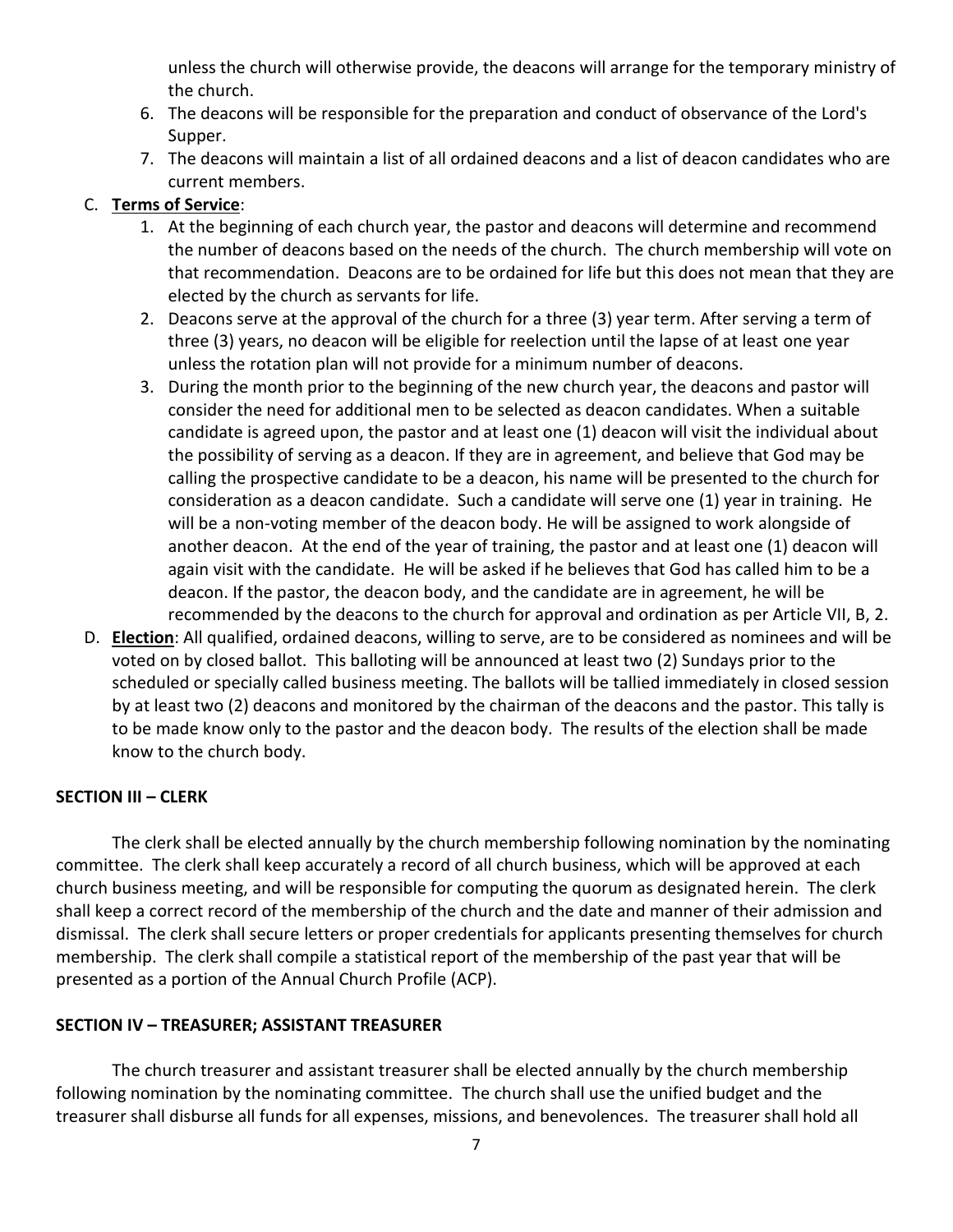unless the church will otherwise provide, the deacons will arrange for the temporary ministry of the church.

6. The deacons will be responsible for the preparation and conduct of observance of the Lord's Supper.
7. The deacons will maintain a list of all ordained deacons and a list of deacon candidates who are current members.

C. **Terms of Service**:
   1. At the beginning of each church year, the pastor and deacons will determine and recommend the number of deacons based on the needs of the church. The church membership will vote on that recommendation. Deacons are to be ordained for life but this does not mean that they are elected by the church as servants for life.
   2. Deacons serve at the approval of the church for a three (3) year term. After serving a term of three (3) years, no deacon will be eligible for reelection until the lapse of at least one year unless the rotation plan will not provide for a minimum number of deacons.
   3. During the month prior to the beginning of the new church year, the deacons and pastor will consider the need for additional men to be selected as deacon candidates. When a suitable candidate is agreed upon, the pastor and at least one (1) deacon will visit the individual about the possibility of serving as a deacon. If they are in agreement, and believe that God may be calling the prospective candidate to be a deacon, his name will be presented to the church for consideration as a deacon candidate. Such a candidate will serve one (1) year in training. He will be a non-voting member of the deacon body. He will be assigned to work alongside of another deacon. At the end of the year of training, the pastor and at least one (1) deacon will again visit with the candidate. He will be asked if he believes that God has called him to be a deacon. If the pastor, the deacon body, and the candidate are in agreement, he will be recommended by the deacons to the church for approval and ordination as per Article VII, B, 2.

D. **Election**: All qualified, ordained deacons, willing to serve, are to be considered as nominees and will be voted on by closed ballot. This balloting will be announced at least two (2) Sundays prior to the scheduled or specially called business meeting. The ballots will be tallied immediately in closed session by at least two (2) deacons and monitored by the chairman of the deacons and the pastor. This tally is to be made know only to the pastor and the deacon body. The results of the election shall be made know to the church body.

**SECTION III – CLERK**

The clerk shall be elected annually by the church membership following nomination by the nominating committee. The clerk shall keep accurately a record of all church business, which will be approved at each church business meeting, and will be responsible for computing the quorum as designated herein. The clerk shall keep a correct record of the membership of the church and the date and manner of their admission and dismissal. The clerk shall secure letters or proper credentials for applicants presenting themselves for church membership. The clerk shall compile a statistical report of the membership of the past year that will be presented as a portion of the Annual Church Profile (ACP).

**SECTION IV – TREASURER; ASSISTANT TREASURER**

The church treasurer and assistant treasurer shall be elected annually by the church membership following nomination by the nominating committee. The church shall use the unified budget and the treasurer shall disburse all funds for all expenses, missions, and benevolences. The treasurer shall hold all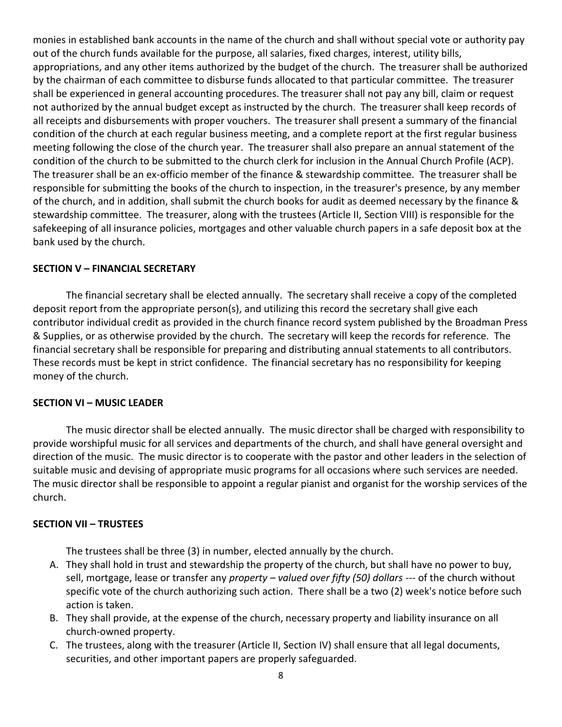monies in established bank accounts in the name of the church and shall without special vote or authority pay out of the church funds available for the purpose, all salaries, fixed charges, interest, utility bills, appropriations, and any other items authorized by the budget of the church. The treasurer shall be authorized by the chairman of each committee to disburse funds allocated to that particular committee. The treasurer shall be experienced in general accounting procedures. The treasurer shall not pay any bill, claim or request not authorized by the annual budget except as instructed by the church. The treasurer shall keep records of all receipts and disbursements with proper vouchers. The treasurer shall present a summary of the financial condition of the church at each regular business meeting, and a complete report at the first regular business meeting following the close of the church year. The treasurer shall also prepare an annual statement of the condition of the church to be submitted to the church clerk for inclusion in the Annual Church Profile (ACP). The treasurer shall be an ex-officio member of the finance & stewardship committee. The treasurer shall be responsible for submitting the books of the church to inspection, in the treasurer's presence, by any member of the church, and in addition, shall submit the church books for audit as deemed necessary by the finance & stewardship committee. The treasurer, along with the trustees (Article II, Section VIII) is responsible for the safekeeping of all insurance policies, mortgages and other valuable church papers in a safe deposit box at the bank used by the church.

**SECTION V – FINANCIAL SECRETARY**

The financial secretary shall be elected annually. The secretary shall receive a copy of the completed deposit report from the appropriate person(s), and utilizing this record the secretary shall give each contributor individual credit as provided in the church finance record system published by the Broadman Press & Supplies, or as otherwise provided by the church. The secretary will keep the records for reference. The financial secretary shall be responsible for preparing and distributing annual statements to all contributors. These records must be kept in strict confidence. The financial secretary has no responsibility for keeping money of the church.

**SECTION VI – MUSIC LEADER**

The music director shall be elected annually. The music director shall be charged with responsibility to provide worshipful music for all services and departments of the church, and shall have general oversight and direction of the music. The music director is to cooperate with the pastor and other leaders in the selection of suitable music and devising of appropriate music programs for all occasions where such services are needed. The music director shall be responsible to appoint a regular pianist and organist for the worship services of the church.

**SECTION VII – TRUSTEES**

The trustees shall be three (3) in number, elected annually by the church.

A. They shall hold in trust and stewardship the property of the church, but shall have no power to buy, sell, mortgage, lease or transfer any *property – valued over fifty (50) dollars* --- of the church without specific vote of the church authorizing such action. There shall be a two (2) week's notice before such action is taken.
B. They shall provide, at the expense of the church, necessary property and liability insurance on all church-owned property.
C. The trustees, along with the treasurer (Article II, Section IV) shall ensure that all legal documents, securities, and other important papers are properly safeguarded.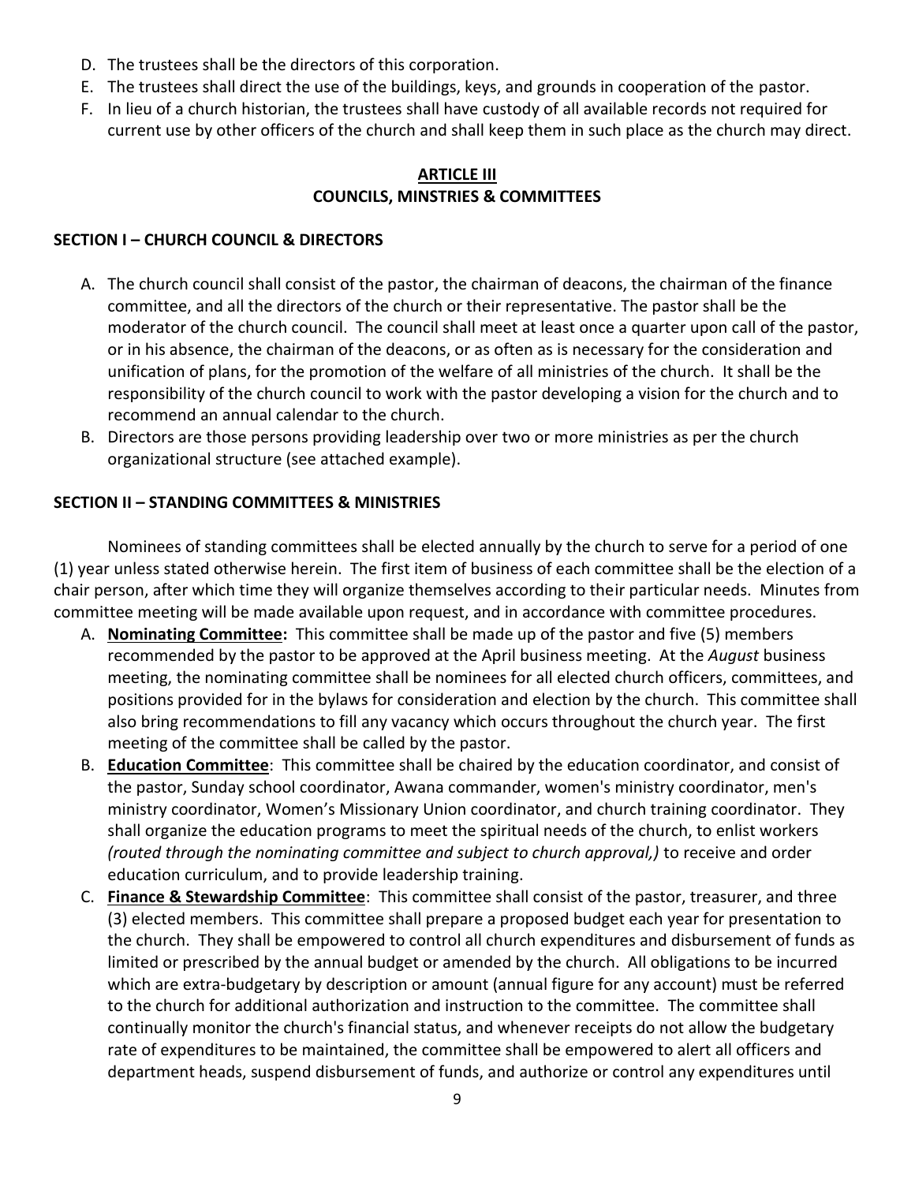D. The trustees shall be the directors of this corporation.
E. The trustees shall direct the use of the buildings, keys, and grounds in cooperation of the pastor.
F. In lieu of a church historian, the trustees shall have custody of all available records not required for current use by other officers of the church and shall keep them in such place as the church may direct.

## ARTICLE III
## COUNCILS, MINSTRIES & COMMITTEES

### SECTION I – CHURCH COUNCIL & DIRECTORS

A. The church council shall consist of the pastor, the chairman of deacons, the chairman of the finance committee, and all the directors of the church or their representative. The pastor shall be the moderator of the church council. The council shall meet at least once a quarter upon call of the pastor, or in his absence, the chairman of the deacons, or as often as is necessary for the consideration and unification of plans, for the promotion of the welfare of all ministries of the church. It shall be the responsibility of the church council to work with the pastor developing a vision for the church and to recommend an annual calendar to the church.
B. Directors are those persons providing leadership over two or more ministries as per the church organizational structure (see attached example).

### SECTION II – STANDING COMMITTEES & MINISTRIES

Nominees of standing committees shall be elected annually by the church to serve for a period of one (1) year unless stated otherwise herein. The first item of business of each committee shall be the election of a chair person, after which time they will organize themselves according to their particular needs. Minutes from committee meeting will be made available upon request, and in accordance with committee procedures.

A. **Nominating Committee:** This committee shall be made up of the pastor and five (5) members recommended by the pastor to be approved at the April business meeting. At the *August* business meeting, the nominating committee shall be nominees for all elected church officers, committees, and positions provided for in the bylaws for consideration and election by the church. This committee shall also bring recommendations to fill any vacancy which occurs throughout the church year. The first meeting of the committee shall be called by the pastor.
B. **Education Committee**: This committee shall be chaired by the education coordinator, and consist of the pastor, Sunday school coordinator, Awana commander, women's ministry coordinator, men's ministry coordinator, Women's Missionary Union coordinator, and church training coordinator. They shall organize the education programs to meet the spiritual needs of the church, to enlist workers *(routed through the nominating committee and subject to church approval,)* to receive and order education curriculum, and to provide leadership training.
C. **Finance & Stewardship Committee**: This committee shall consist of the pastor, treasurer, and three (3) elected members. This committee shall prepare a proposed budget each year for presentation to the church. They shall be empowered to control all church expenditures and disbursement of funds as limited or prescribed by the annual budget or amended by the church. All obligations to be incurred which are extra-budgetary by description or amount (annual figure for any account) must be referred to the church for additional authorization and instruction to the committee. The committee shall continually monitor the church's financial status, and whenever receipts do not allow the budgetary rate of expenditures to be maintained, the committee shall be empowered to alert all officers and department heads, suspend disbursement of funds, and authorize or control any expenditures until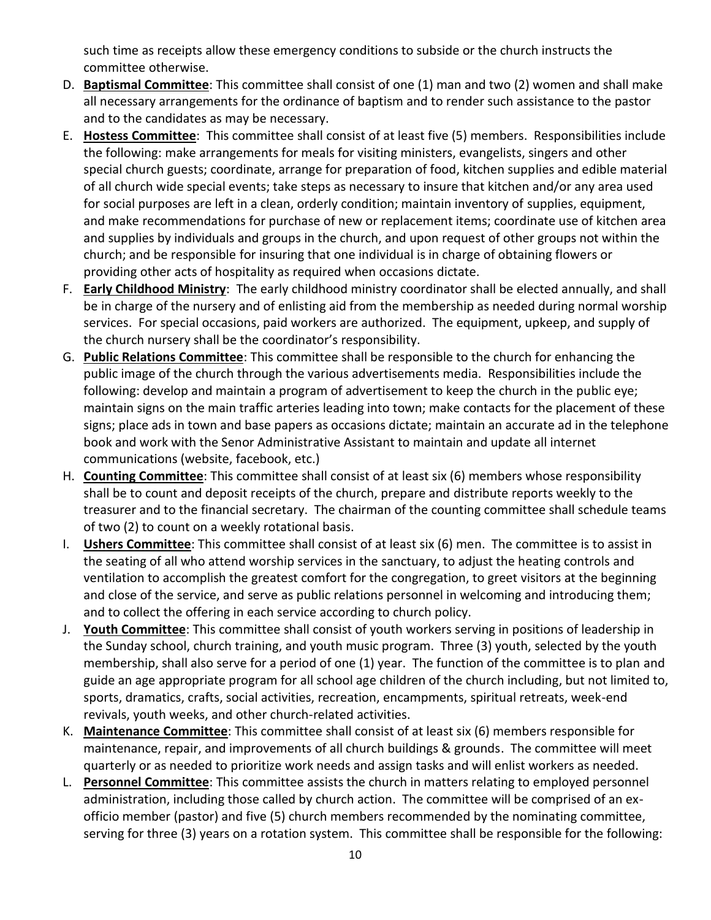such time as receipts allow these emergency conditions to subside or the church instructs the committee otherwise.

D. **Baptismal Committee**: This committee shall consist of one (1) man and two (2) women and shall make all necessary arrangements for the ordinance of baptism and to render such assistance to the pastor and to the candidates as may be necessary.

E. **Hostess Committee**: This committee shall consist of at least five (5) members. Responsibilities include the following: make arrangements for meals for visiting ministers, evangelists, singers and other special church guests; coordinate, arrange for preparation of food, kitchen supplies and edible material of all church wide special events; take steps as necessary to insure that kitchen and/or any area used for social purposes are left in a clean, orderly condition; maintain inventory of supplies, equipment, and make recommendations for purchase of new or replacement items; coordinate use of kitchen area and supplies by individuals and groups in the church, and upon request of other groups not within the church; and be responsible for insuring that one individual is in charge of obtaining flowers or providing other acts of hospitality as required when occasions dictate.

F. **Early Childhood Ministry**: The early childhood ministry coordinator shall be elected annually, and shall be in charge of the nursery and of enlisting aid from the membership as needed during normal worship services. For special occasions, paid workers are authorized. The equipment, upkeep, and supply of the church nursery shall be the coordinator's responsibility.

G. **Public Relations Committee**: This committee shall be responsible to the church for enhancing the public image of the church through the various advertisements media. Responsibilities include the following: develop and maintain a program of advertisement to keep the church in the public eye; maintain signs on the main traffic arteries leading into town; make contacts for the placement of these signs; place ads in town and base papers as occasions dictate; maintain an accurate ad in the telephone book and work with the Senor Administrative Assistant to maintain and update all internet communications (website, facebook, etc.)

H. **Counting Committee**: This committee shall consist of at least six (6) members whose responsibility shall be to count and deposit receipts of the church, prepare and distribute reports weekly to the treasurer and to the financial secretary. The chairman of the counting committee shall schedule teams of two (2) to count on a weekly rotational basis.

I. **Ushers Committee**: This committee shall consist of at least six (6) men. The committee is to assist in the seating of all who attend worship services in the sanctuary, to adjust the heating controls and ventilation to accomplish the greatest comfort for the congregation, to greet visitors at the beginning and close of the service, and serve as public relations personnel in welcoming and introducing them; and to collect the offering in each service according to church policy.

J. **Youth Committee**: This committee shall consist of youth workers serving in positions of leadership in the Sunday school, church training, and youth music program. Three (3) youth, selected by the youth membership, shall also serve for a period of one (1) year. The function of the committee is to plan and guide an age appropriate program for all school age children of the church including, but not limited to, sports, dramatics, crafts, social activities, recreation, encampments, spiritual retreats, week-end revivals, youth weeks, and other church-related activities.

K. **Maintenance Committee**: This committee shall consist of at least six (6) members responsible for maintenance, repair, and improvements of all church buildings & grounds. The committee will meet quarterly or as needed to prioritize work needs and assign tasks and will enlist workers as needed.

L. **Personnel Committee**: This committee assists the church in matters relating to employed personnel administration, including those called by church action. The committee will be comprised of an ex-officio member (pastor) and five (5) church members recommended by the nominating committee, serving for three (3) years on a rotation system. This committee shall be responsible for the following: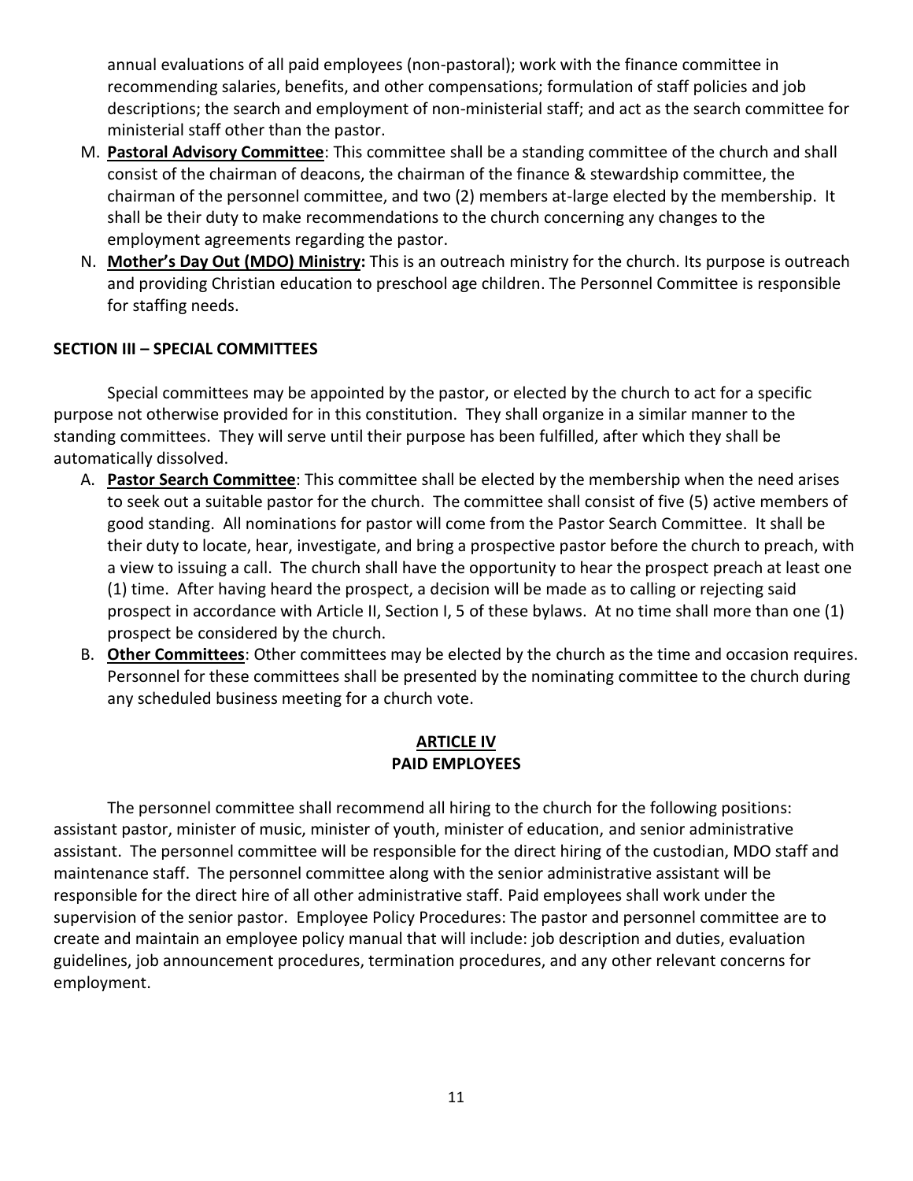annual evaluations of all paid employees (non-pastoral); work with the finance committee in recommending salaries, benefits, and other compensations; formulation of staff policies and job descriptions; the search and employment of non-ministerial staff; and act as the search committee for ministerial staff other than the pastor.

M. **Pastoral Advisory Committee**: This committee shall be a standing committee of the church and shall consist of the chairman of deacons, the chairman of the finance & stewardship committee, the chairman of the personnel committee, and two (2) members at-large elected by the membership. It shall be their duty to make recommendations to the church concerning any changes to the employment agreements regarding the pastor.
N. **Mother's Day Out (MDO) Ministry:** This is an outreach ministry for the church. Its purpose is outreach and providing Christian education to preschool age children. The Personnel Committee is responsible for staffing needs.

**SECTION III – SPECIAL COMMITTEES**

Special committees may be appointed by the pastor, or elected by the church to act for a specific purpose not otherwise provided for in this constitution. They shall organize in a similar manner to the standing committees. They will serve until their purpose has been fulfilled, after which they shall be automatically dissolved.

A. **Pastor Search Committee**: This committee shall be elected by the membership when the need arises to seek out a suitable pastor for the church. The committee shall consist of five (5) active members of good standing. All nominations for pastor will come from the Pastor Search Committee. It shall be their duty to locate, hear, investigate, and bring a prospective pastor before the church to preach, with a view to issuing a call. The church shall have the opportunity to hear the prospect preach at least one (1) time. After having heard the prospect, a decision will be made as to calling or rejecting said prospect in accordance with Article II, Section I, 5 of these bylaws. At no time shall more than one (1) prospect be considered by the church.
B. **Other Committees**: Other committees may be elected by the church as the time and occasion requires. Personnel for these committees shall be presented by the nominating committee to the church during any scheduled business meeting for a church vote.

## ARTICLE IV
## PAID EMPLOYEES

The personnel committee shall recommend all hiring to the church for the following positions: assistant pastor, minister of music, minister of youth, minister of education, and senior administrative assistant. The personnel committee will be responsible for the direct hiring of the custodian, MDO staff and maintenance staff. The personnel committee along with the senior administrative assistant will be responsible for the direct hire of all other administrative staff. Paid employees shall work under the supervision of the senior pastor. Employee Policy Procedures: The pastor and personnel committee are to create and maintain an employee policy manual that will include: job description and duties, evaluation guidelines, job announcement procedures, termination procedures, and any other relevant concerns for employment.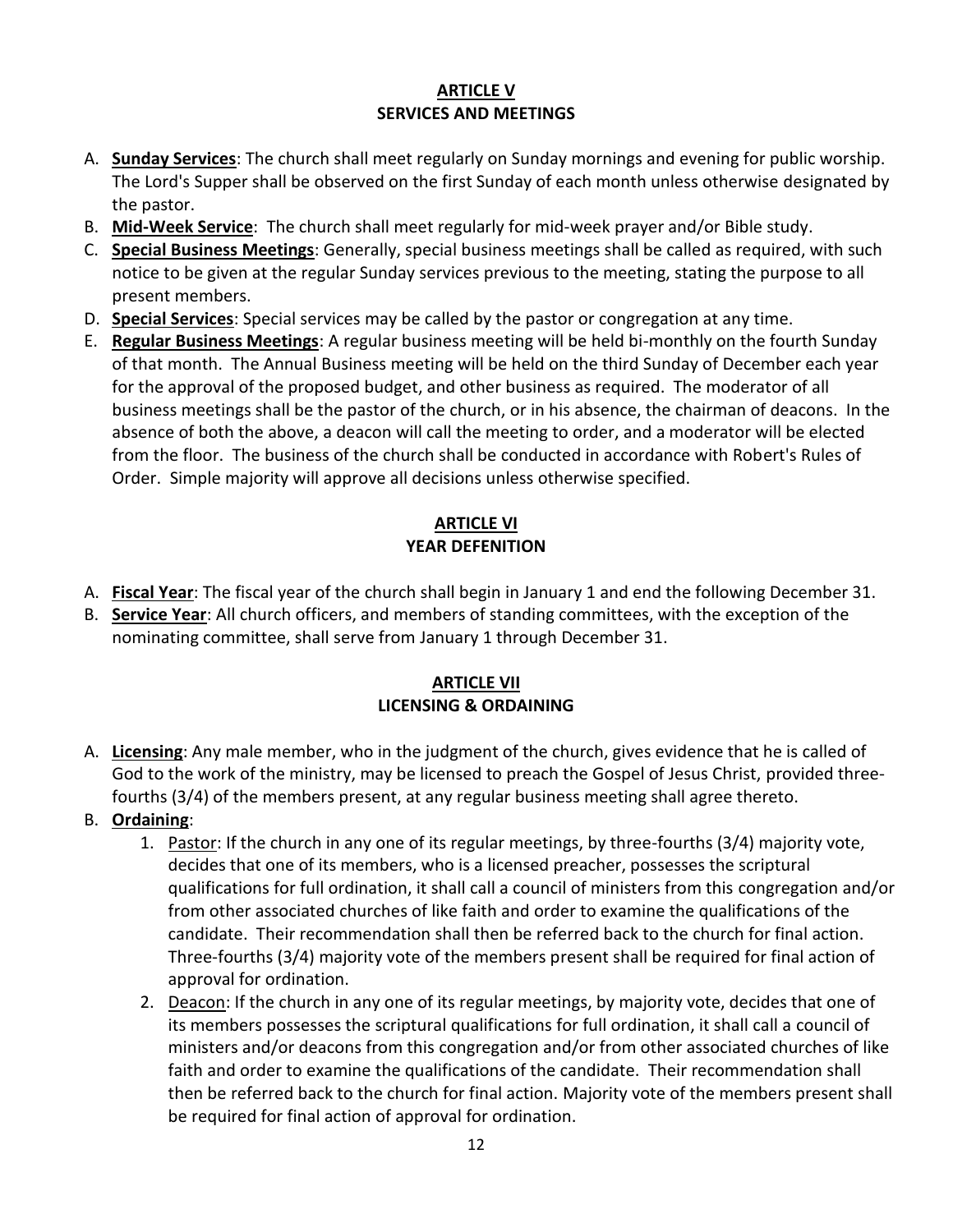## ARTICLE V
## SERVICES AND MEETINGS

A. **Sunday Services**: The church shall meet regularly on Sunday mornings and evening for public worship. The Lord's Supper shall be observed on the first Sunday of each month unless otherwise designated by the pastor.
B. **Mid-Week Service**: The church shall meet regularly for mid-week prayer and/or Bible study.
C. **Special Business Meetings**: Generally, special business meetings shall be called as required, with such notice to be given at the regular Sunday services previous to the meeting, stating the purpose to all present members.
D. **Special Services**: Special services may be called by the pastor or congregation at any time.
E. **Regular Business Meetings**: A regular business meeting will be held bi-monthly on the fourth Sunday of that month. The Annual Business meeting will be held on the third Sunday of December each year for the approval of the proposed budget, and other business as required. The moderator of all business meetings shall be the pastor of the church, or in his absence, the chairman of deacons. In the absence of both the above, a deacon will call the meeting to order, and a moderator will be elected from the floor. The business of the church shall be conducted in accordance with Robert's Rules of Order. Simple majority will approve all decisions unless otherwise specified.

## ARTICLE VI
## YEAR DEFENITION

A. **Fiscal Year**: The fiscal year of the church shall begin in January 1 and end the following December 31.
B. **Service Year**: All church officers, and members of standing committees, with the exception of the nominating committee, shall serve from January 1 through December 31.

## ARTICLE VII
## LICENSING & ORDAINING

A. **Licensing**: Any male member, who in the judgment of the church, gives evidence that he is called of God to the work of the ministry, may be licensed to preach the Gospel of Jesus Christ, provided three-fourths (3/4) of the members present, at any regular business meeting shall agree thereto.
B. **Ordaining**:
    1. Pastor: If the church in any one of its regular meetings, by three-fourths (3/4) majority vote, decides that one of its members, who is a licensed preacher, possesses the scriptural qualifications for full ordination, it shall call a council of ministers from this congregation and/or from other associated churches of like faith and order to examine the qualifications of the candidate. Their recommendation shall then be referred back to the church for final action. Three-fourths (3/4) majority vote of the members present shall be required for final action of approval for ordination.
    2. Deacon: If the church in any one of its regular meetings, by majority vote, decides that one of its members possesses the scriptural qualifications for full ordination, it shall call a council of ministers and/or deacons from this congregation and/or from other associated churches of like faith and order to examine the qualifications of the candidate. Their recommendation shall then be referred back to the church for final action. Majority vote of the members present shall be required for final action of approval for ordination.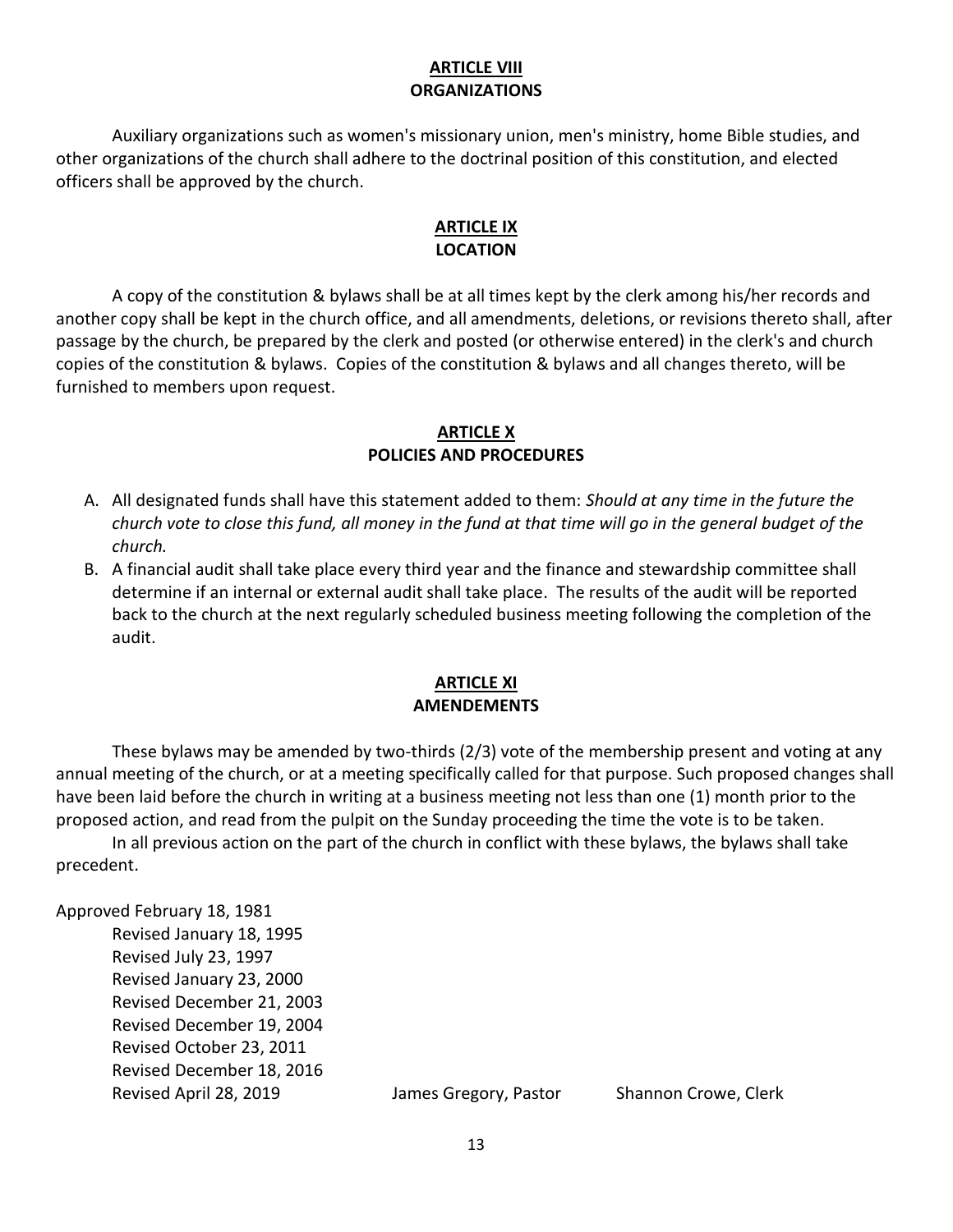## ARTICLE VIII
## ORGANIZATIONS

Auxiliary organizations such as women's missionary union, men's ministry, home Bible studies, and other organizations of the church shall adhere to the doctrinal position of this constitution, and elected officers shall be approved by the church.

## ARTICLE IX
## LOCATION

A copy of the constitution & bylaws shall be at all times kept by the clerk among his/her records and another copy shall be kept in the church office, and all amendments, deletions, or revisions thereto shall, after passage by the church, be prepared by the clerk and posted (or otherwise entered) in the clerk's and church copies of the constitution & bylaws. Copies of the constitution & bylaws and all changes thereto, will be furnished to members upon request.

## ARTICLE X
## POLICIES AND PROCEDURES

A. All designated funds shall have this statement added to them: *Should at any time in the future the church vote to close this fund, all money in the fund at that time will go in the general budget of the church.*

B. A financial audit shall take place every third year and the finance and stewardship committee shall determine if an internal or external audit shall take place. The results of the audit will be reported back to the church at the next regularly scheduled business meeting following the completion of the audit.

## ARTICLE XI
## AMENDEMENTS

These bylaws may be amended by two-thirds (2/3) vote of the membership present and voting at any annual meeting of the church, or at a meeting specifically called for that purpose. Such proposed changes shall have been laid before the church in writing at a business meeting not less than one (1) month prior to the proposed action, and read from the pulpit on the Sunday proceeding the time the vote is to be taken.

In all previous action on the part of the church in conflict with these bylaws, the bylaws shall take precedent.

Approved February 18, 1981
Revised January 18, 1995
Revised July 23, 1997
Revised January 23, 2000
Revised December 21, 2003
Revised December 19, 2004
Revised October 23, 2011
Revised December 18, 2016
Revised April 28, 2019

James Gregory, Pastor

Shannon Crowe, Clerk